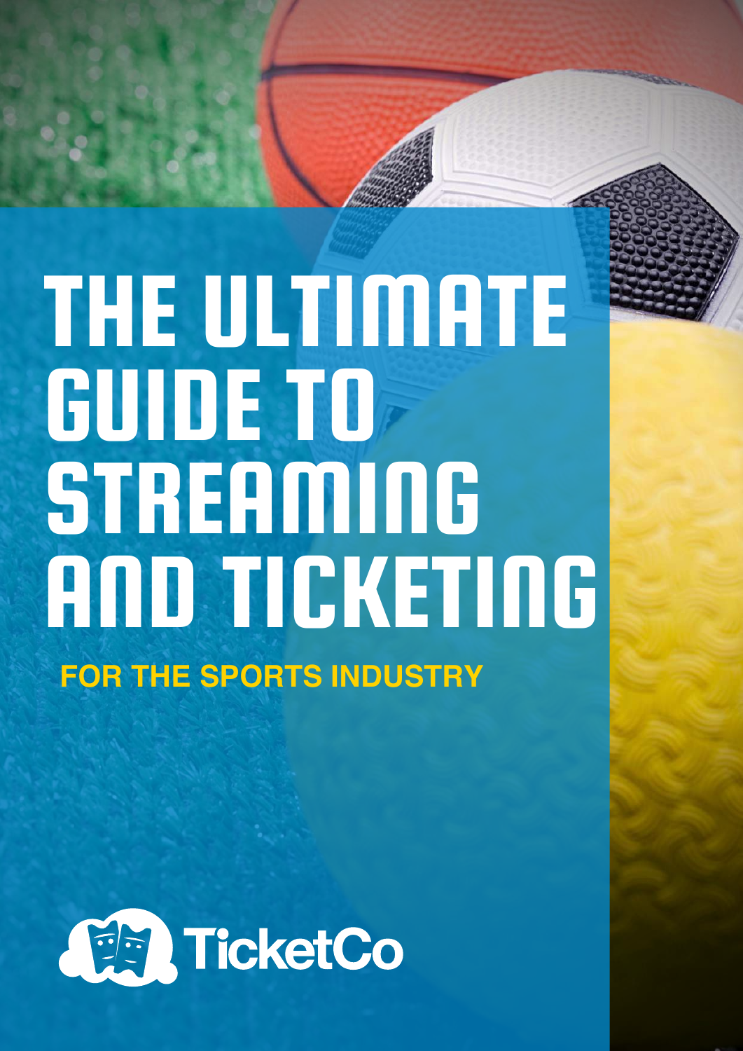# THE ULTIMATE GUIDE TO STREAMING AND TICKETING

**FOR THE SPORTS INDUSTRY**

TicketCo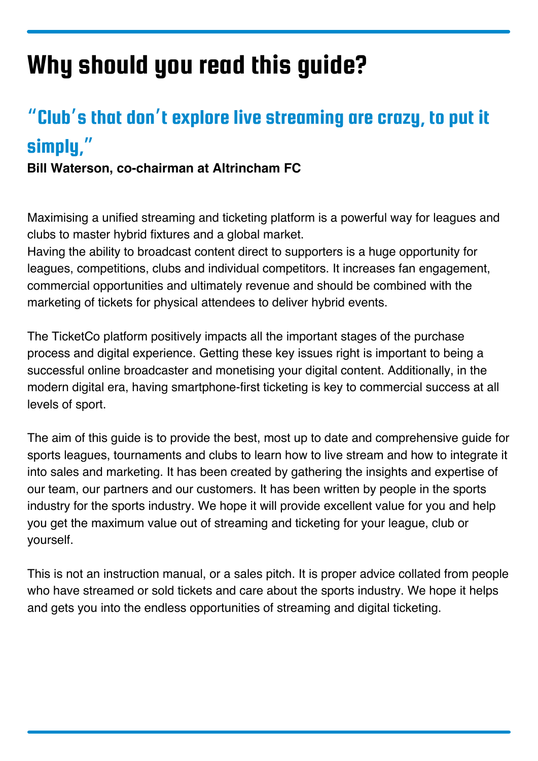# Why should you read this guide?

## "Club's that don't explore live streaming are crazy, to put it simply,"

**Bill Waterson, co-chairman at Altrincham FC**

Maximising a unified streaming and ticketing platform is a powerful way for leagues and clubs to master hybrid fixtures and a global market.
Having the ability to broadcast content direct to supporters is a huge opportunity for leagues, competitions, clubs and individual competitors. It increases fan engagement, commercial opportunities and ultimately revenue and should be combined with the marketing of tickets for physical attendees to deliver hybrid events.

The TicketCo platform positively impacts all the important stages of the purchase process and digital experience. Getting these key issues right is important to being a successful online broadcaster and monetising your digital content. Additionally, in the modern digital era, having smartphone-first ticketing is key to commercial success at all levels of sport.

The aim of this guide is to provide the best, most up to date and comprehensive guide for sports leagues, tournaments and clubs to learn how to live stream and how to integrate it into sales and marketing. It has been created by gathering the insights and expertise of our team, our partners and our customers. It has been written by people in the sports industry for the sports industry. We hope it will provide excellent value for you and help you get the maximum value out of streaming and ticketing for your league, club or yourself.

This is not an instruction manual, or a sales pitch. It is proper advice collated from people who have streamed or sold tickets and care about the sports industry. We hope it helps and gets you into the endless opportunities of streaming and digital ticketing.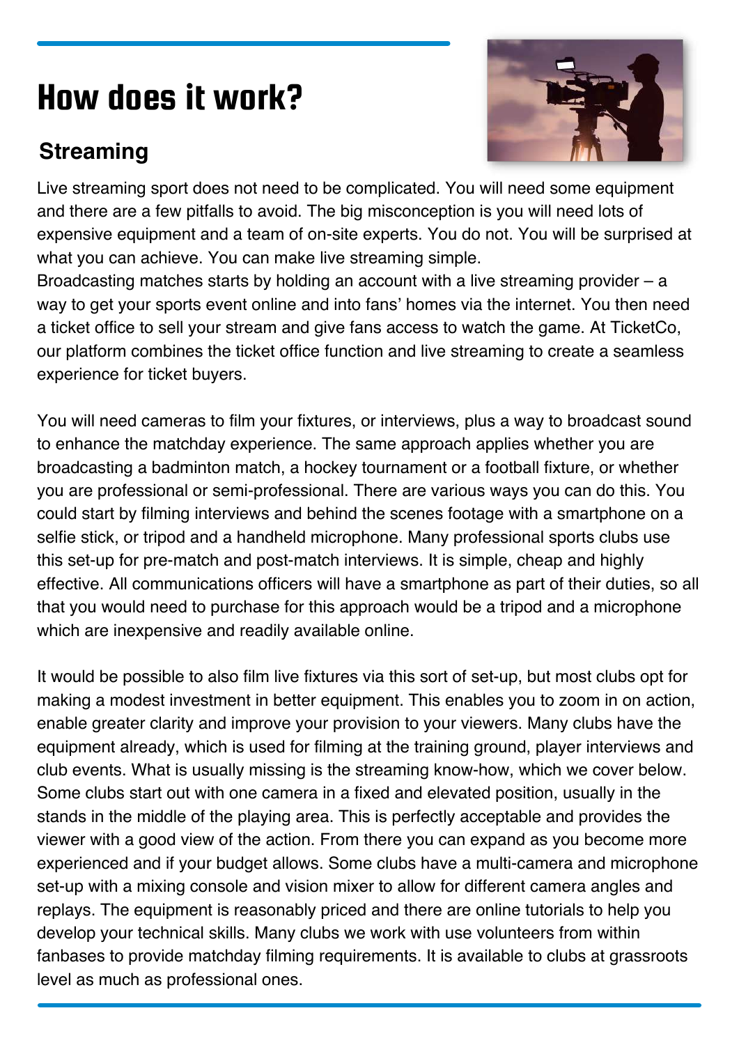# How does it work?

## Streaming

Live streaming sport does not need to be complicated. You will need some equipment and there are a few pitfalls to avoid. The big misconception is you will need lots of expensive equipment and a team of on-site experts. You do not. You will be surprised at what you can achieve. You can make live streaming simple.
Broadcasting matches starts by holding an account with a live streaming provider – a way to get your sports event online and into fans' homes via the internet. You then need a ticket office to sell your stream and give fans access to watch the game. At TicketCo, our platform combines the ticket office function and live streaming to create a seamless experience for ticket buyers.

You will need cameras to film your fixtures, or interviews, plus a way to broadcast sound to enhance the matchday experience. The same approach applies whether you are broadcasting a badminton match, a hockey tournament or a football fixture, or whether you are professional or semi-professional. There are various ways you can do this. You could start by filming interviews and behind the scenes footage with a smartphone on a selfie stick, or tripod and a handheld microphone. Many professional sports clubs use this set-up for pre-match and post-match interviews. It is simple, cheap and highly effective. All communications officers will have a smartphone as part of their duties, so all that you would need to purchase for this approach would be a tripod and a microphone which are inexpensive and readily available online.

It would be possible to also film live fixtures via this sort of set-up, but most clubs opt for making a modest investment in better equipment. This enables you to zoom in on action, enable greater clarity and improve your provision to your viewers. Many clubs have the equipment already, which is used for filming at the training ground, player interviews and club events. What is usually missing is the streaming know-how, which we cover below. Some clubs start out with one camera in a fixed and elevated position, usually in the stands in the middle of the playing area. This is perfectly acceptable and provides the viewer with a good view of the action. From there you can expand as you become more experienced and if your budget allows. Some clubs have a multi-camera and microphone set-up with a mixing console and vision mixer to allow for different camera angles and replays. The equipment is reasonably priced and there are online tutorials to help you develop your technical skills. Many clubs we work with use volunteers from within fanbases to provide matchday filming requirements. It is available to clubs at grassroots level as much as professional ones.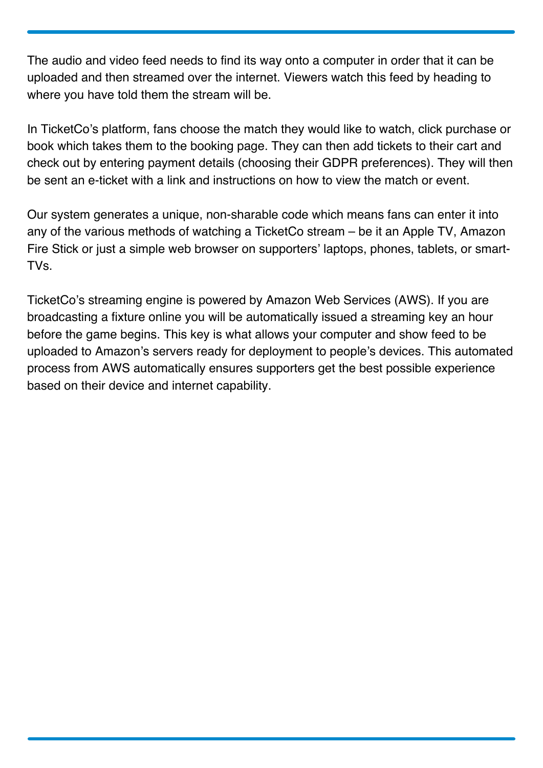The audio and video feed needs to find its way onto a computer in order that it can be uploaded and then streamed over the internet. Viewers watch this feed by heading to where you have told them the stream will be.

In TicketCo's platform, fans choose the match they would like to watch, click purchase or book which takes them to the booking page. They can then add tickets to their cart and check out by entering payment details (choosing their GDPR preferences). They will then be sent an e-ticket with a link and instructions on how to view the match or event.

Our system generates a unique, non-sharable code which means fans can enter it into any of the various methods of watching a TicketCo stream – be it an Apple TV, Amazon Fire Stick or just a simple web browser on supporters' laptops, phones, tablets, or smart-TVs.

TicketCo's streaming engine is powered by Amazon Web Services (AWS). If you are broadcasting a fixture online you will be automatically issued a streaming key an hour before the game begins. This key is what allows your computer and show feed to be uploaded to Amazon's servers ready for deployment to people's devices. This automated process from AWS automatically ensures supporters get the best possible experience based on their device and internet capability.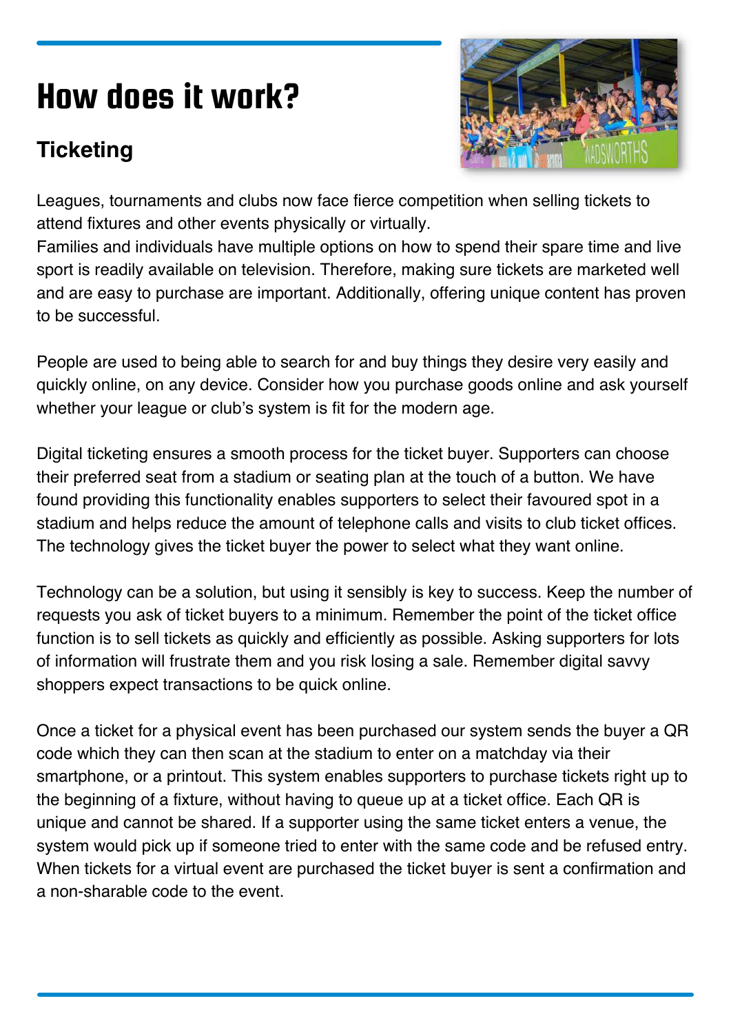# How does it work?

## Ticketing

Leagues, tournaments and clubs now face fierce competition when selling tickets to attend fixtures and other events physically or virtually.
Families and individuals have multiple options on how to spend their spare time and live sport is readily available on television. Therefore, making sure tickets are marketed well and are easy to purchase are important. Additionally, offering unique content has proven to be successful.

People are used to being able to search for and buy things they desire very easily and quickly online, on any device. Consider how you purchase goods online and ask yourself whether your league or club's system is fit for the modern age.

Digital ticketing ensures a smooth process for the ticket buyer. Supporters can choose their preferred seat from a stadium or seating plan at the touch of a button. We have found providing this functionality enables supporters to select their favoured spot in a stadium and helps reduce the amount of telephone calls and visits to club ticket offices. The technology gives the ticket buyer the power to select what they want online.

Technology can be a solution, but using it sensibly is key to success. Keep the number of requests you ask of ticket buyers to a minimum. Remember the point of the ticket office function is to sell tickets as quickly and efficiently as possible. Asking supporters for lots of information will frustrate them and you risk losing a sale. Remember digital savvy shoppers expect transactions to be quick online.

Once a ticket for a physical event has been purchased our system sends the buyer a QR code which they can then scan at the stadium to enter on a matchday via their smartphone, or a printout. This system enables supporters to purchase tickets right up to the beginning of a fixture, without having to queue up at a ticket office. Each QR is unique and cannot be shared. If a supporter using the same ticket enters a venue, the system would pick up if someone tried to enter with the same code and be refused entry. When tickets for a virtual event are purchased the ticket buyer is sent a confirmation and a non-sharable code to the event.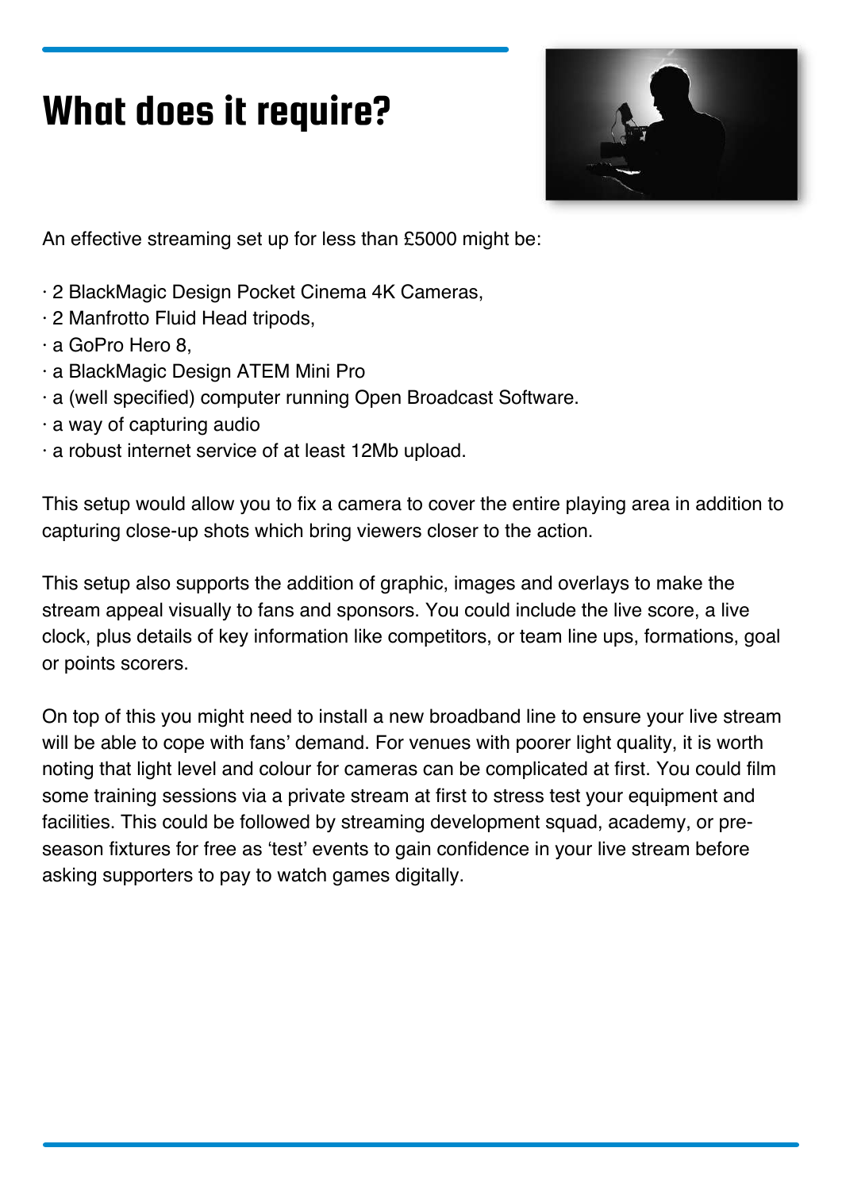# What does it require?

An effective streaming set up for less than £5000 might be:

- 2 BlackMagic Design Pocket Cinema 4K Cameras,
- 2 Manfrotto Fluid Head tripods,
- a GoPro Hero 8,
- a BlackMagic Design ATEM Mini Pro
- a (well specified) computer running Open Broadcast Software.
- a way of capturing audio
- a robust internet service of at least 12Mb upload.

This setup would allow you to fix a camera to cover the entire playing area in addition to capturing close-up shots which bring viewers closer to the action.

This setup also supports the addition of graphic, images and overlays to make the stream appeal visually to fans and sponsors. You could include the live score, a live clock, plus details of key information like competitors, or team line ups, formations, goal or points scorers.

On top of this you might need to install a new broadband line to ensure your live stream will be able to cope with fans' demand. For venues with poorer light quality, it is worth noting that light level and colour for cameras can be complicated at first. You could film some training sessions via a private stream at first to stress test your equipment and facilities. This could be followed by streaming development squad, academy, or pre-season fixtures for free as 'test' events to gain confidence in your live stream before asking supporters to pay to watch games digitally.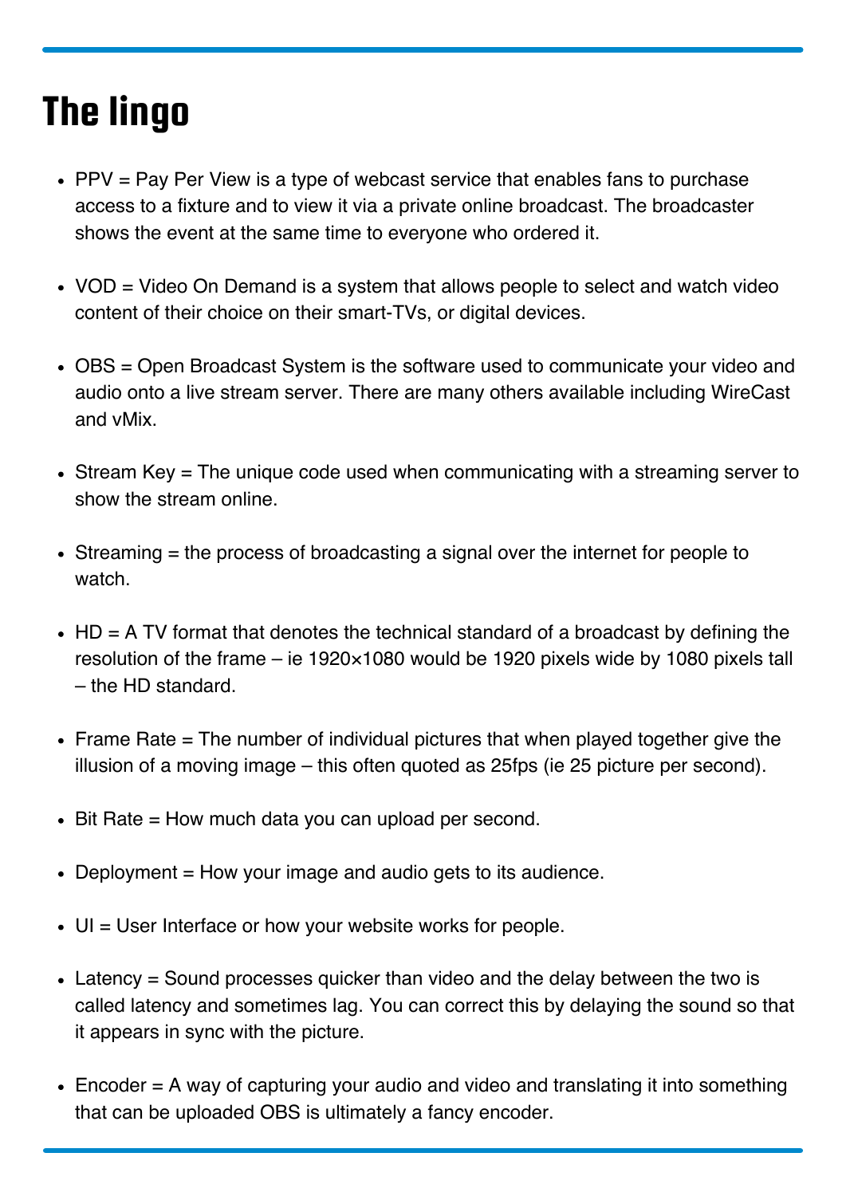# The lingo

- PPV = Pay Per View is a type of webcast service that enables fans to purchase access to a fixture and to view it via a private online broadcast. The broadcaster shows the event at the same time to everyone who ordered it.

- VOD = Video On Demand is a system that allows people to select and watch video content of their choice on their smart-TVs, or digital devices.

- OBS = Open Broadcast System is the software used to communicate your video and audio onto a live stream server. There are many others available including WireCast and vMix.

- Stream Key = The unique code used when communicating with a streaming server to show the stream online.

- Streaming = the process of broadcasting a signal over the internet for people to watch.

- HD = A TV format that denotes the technical standard of a broadcast by defining the resolution of the frame – ie 1920×1080 would be 1920 pixels wide by 1080 pixels tall – the HD standard.

- Frame Rate = The number of individual pictures that when played together give the illusion of a moving image – this often quoted as 25fps (ie 25 picture per second).

- Bit Rate = How much data you can upload per second.

- Deployment = How your image and audio gets to its audience.

- UI = User Interface or how your website works for people.

- Latency = Sound processes quicker than video and the delay between the two is called latency and sometimes lag. You can correct this by delaying the sound so that it appears in sync with the picture.

- Encoder = A way of capturing your audio and video and translating it into something that can be uploaded OBS is ultimately a fancy encoder.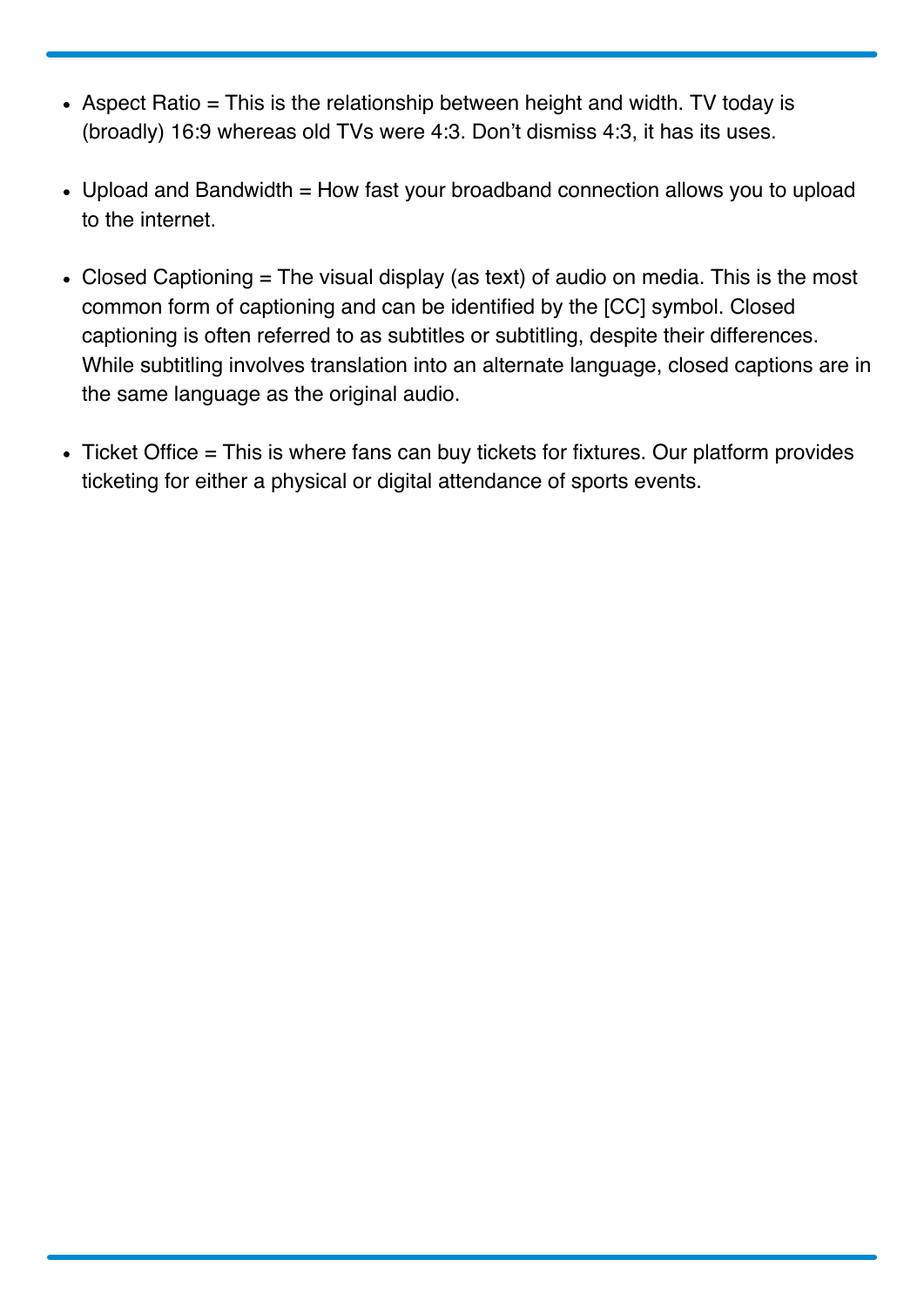- Aspect Ratio = This is the relationship between height and width. TV today is (broadly) 16:9 whereas old TVs were 4:3. Don’t dismiss 4:3, it has its uses.

- Upload and Bandwidth = How fast your broadband connection allows you to upload to the internet.

- Closed Captioning = The visual display (as text) of audio on media. This is the most common form of captioning and can be identified by the [CC] symbol. Closed captioning is often referred to as subtitles or subtitling, despite their differences. While subtitling involves translation into an alternate language, closed captions are in the same language as the original audio.

- Ticket Office = This is where fans can buy tickets for fixtures. Our platform provides ticketing for either a physical or digital attendance of sports events.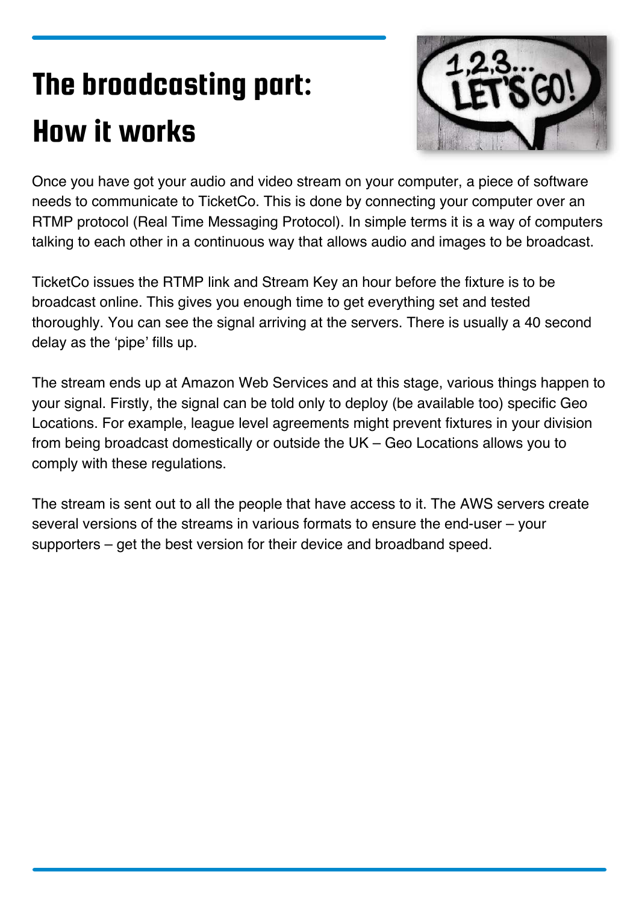# The broadcasting part: How it works

Once you have got your audio and video stream on your computer, a piece of software needs to communicate to TicketCo. This is done by connecting your computer over an RTMP protocol (Real Time Messaging Protocol). In simple terms it is a way of computers talking to each other in a continuous way that allows audio and images to be broadcast.

TicketCo issues the RTMP link and Stream Key an hour before the fixture is to be broadcast online. This gives you enough time to get everything set and tested thoroughly. You can see the signal arriving at the servers. There is usually a 40 second delay as the 'pipe' fills up.

The stream ends up at Amazon Web Services and at this stage, various things happen to your signal. Firstly, the signal can be told only to deploy (be available too) specific Geo Locations. For example, league level agreements might prevent fixtures in your division from being broadcast domestically or outside the UK – Geo Locations allows you to comply with these regulations.

The stream is sent out to all the people that have access to it. The AWS servers create several versions of the streams in various formats to ensure the end-user – your supporters – get the best version for their device and broadband speed.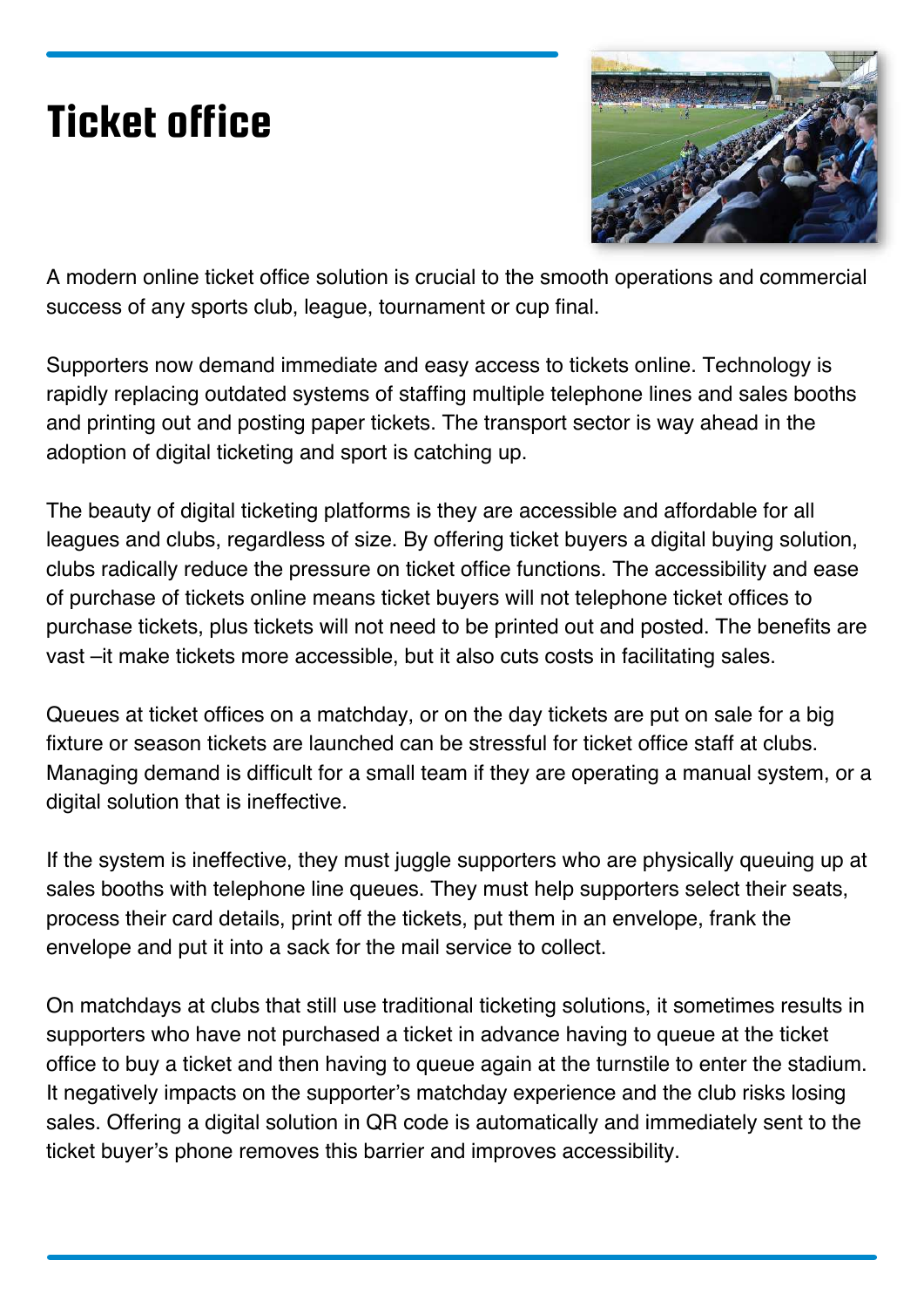# Ticket office

A modern online ticket office solution is crucial to the smooth operations and commercial success of any sports club, league, tournament or cup final.

Supporters now demand immediate and easy access to tickets online. Technology is rapidly replacing outdated systems of staffing multiple telephone lines and sales booths and printing out and posting paper tickets. The transport sector is way ahead in the adoption of digital ticketing and sport is catching up.

The beauty of digital ticketing platforms is they are accessible and affordable for all leagues and clubs, regardless of size. By offering ticket buyers a digital buying solution, clubs radically reduce the pressure on ticket office functions. The accessibility and ease of purchase of tickets online means ticket buyers will not telephone ticket offices to purchase tickets, plus tickets will not need to be printed out and posted. The benefits are vast –it make tickets more accessible, but it also cuts costs in facilitating sales.

Queues at ticket offices on a matchday, or on the day tickets are put on sale for a big fixture or season tickets are launched can be stressful for ticket office staff at clubs. Managing demand is difficult for a small team if they are operating a manual system, or a digital solution that is ineffective.

If the system is ineffective, they must juggle supporters who are physically queuing up at sales booths with telephone line queues. They must help supporters select their seats, process their card details, print off the tickets, put them in an envelope, frank the envelope and put it into a sack for the mail service to collect.

On matchdays at clubs that still use traditional ticketing solutions, it sometimes results in supporters who have not purchased a ticket in advance having to queue at the ticket office to buy a ticket and then having to queue again at the turnstile to enter the stadium. It negatively impacts on the supporter's matchday experience and the club risks losing sales. Offering a digital solution in QR code is automatically and immediately sent to the ticket buyer's phone removes this barrier and improves accessibility.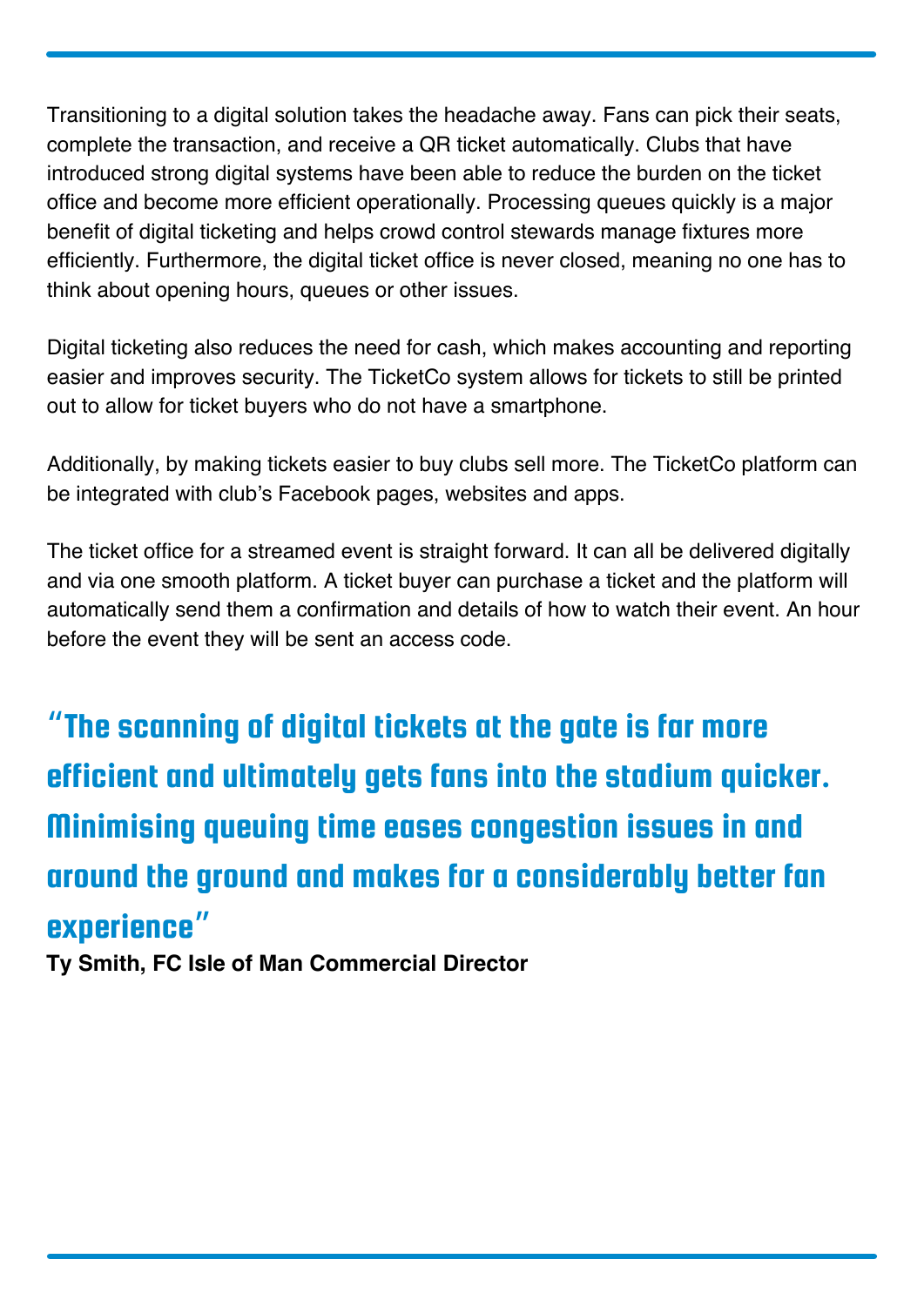Transitioning to a digital solution takes the headache away. Fans can pick their seats, complete the transaction, and receive a QR ticket automatically. Clubs that have introduced strong digital systems have been able to reduce the burden on the ticket office and become more efficient operationally. Processing queues quickly is a major benefit of digital ticketing and helps crowd control stewards manage fixtures more efficiently. Furthermore, the digital ticket office is never closed, meaning no one has to think about opening hours, queues or other issues.

Digital ticketing also reduces the need for cash, which makes accounting and reporting easier and improves security. The TicketCo system allows for tickets to still be printed out to allow for ticket buyers who do not have a smartphone.

Additionally, by making tickets easier to buy clubs sell more. The TicketCo platform can be integrated with club's Facebook pages, websites and apps.

The ticket office for a streamed event is straight forward. It can all be delivered digitally and via one smooth platform. A ticket buyer can purchase a ticket and the platform will automatically send them a confirmation and details of how to watch their event. An hour before the event they will be sent an access code.

> **"The scanning of digital tickets at the gate is far more efficient and ultimately gets fans into the stadium quicker. Minimising queuing time eases congestion issues in and around the ground and makes for a considerably better fan experience"**
>
> **Ty Smith, FC Isle of Man Commercial Director**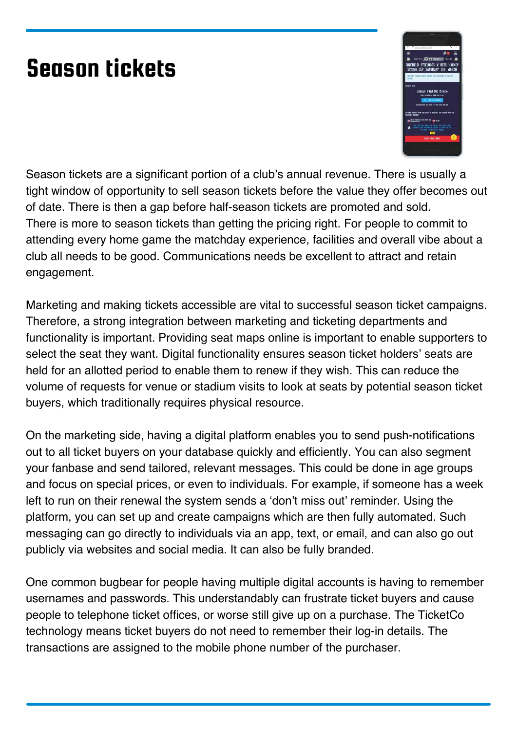# Season tickets

Season tickets are a significant portion of a club's annual revenue. There is usually a tight window of opportunity to sell season tickets before the value they offer becomes out of date. There is then a gap before half-season tickets are promoted and sold. There is more to season tickets than getting the pricing right. For people to commit to attending every home game the matchday experience, facilities and overall vibe about a club all needs to be good. Communications needs be excellent to attract and retain engagement.

Marketing and making tickets accessible are vital to successful season ticket campaigns. Therefore, a strong integration between marketing and ticketing departments and functionality is important. Providing seat maps online is important to enable supporters to select the seat they want. Digital functionality ensures season ticket holders' seats are held for an allotted period to enable them to renew if they wish. This can reduce the volume of requests for venue or stadium visits to look at seats by potential season ticket buyers, which traditionally requires physical resource.

On the marketing side, having a digital platform enables you to send push-notifications out to all ticket buyers on your database quickly and efficiently. You can also segment your fanbase and send tailored, relevant messages. This could be done in age groups and focus on special prices, or even to individuals. For example, if someone has a week left to run on their renewal the system sends a 'don't miss out' reminder. Using the platform, you can set up and create campaigns which are then fully automated. Such messaging can go directly to individuals via an app, text, or email, and can also go out publicly via websites and social media. It can also be fully branded.

One common bugbear for people having multiple digital accounts is having to remember usernames and passwords. This understandably can frustrate ticket buyers and cause people to telephone ticket offices, or worse still give up on a purchase. The TicketCo technology means ticket buyers do not need to remember their log-in details. The transactions are assigned to the mobile phone number of the purchaser.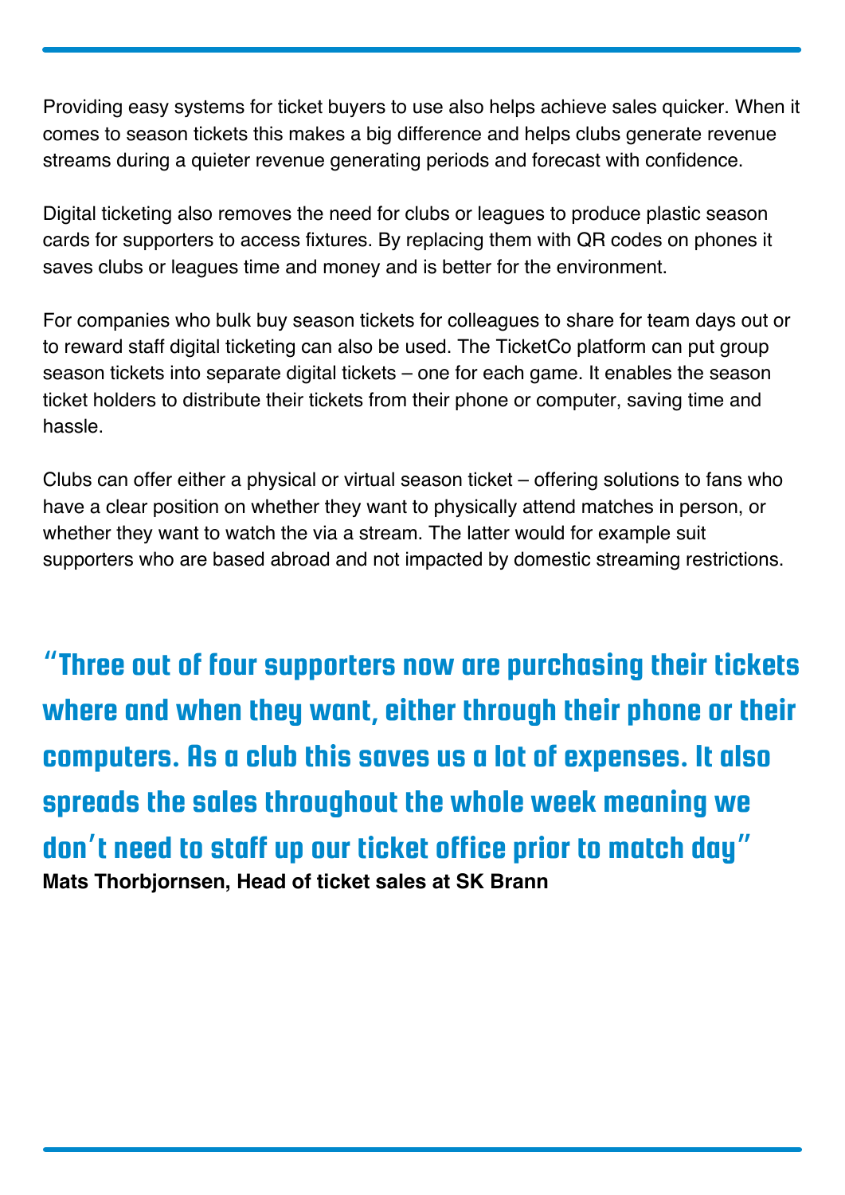Providing easy systems for ticket buyers to use also helps achieve sales quicker. When it comes to season tickets this makes a big difference and helps clubs generate revenue streams during a quieter revenue generating periods and forecast with confidence.

Digital ticketing also removes the need for clubs or leagues to produce plastic season cards for supporters to access fixtures. By replacing them with QR codes on phones it saves clubs or leagues time and money and is better for the environment.

For companies who bulk buy season tickets for colleagues to share for team days out or to reward staff digital ticketing can also be used. The TicketCo platform can put group season tickets into separate digital tickets – one for each game. It enables the season ticket holders to distribute their tickets from their phone or computer, saving time and hassle.

Clubs can offer either a physical or virtual season ticket – offering solutions to fans who have a clear position on whether they want to physically attend matches in person, or whether they want to watch the via a stream. The latter would for example suit supporters who are based abroad and not impacted by domestic streaming restrictions.

> **"Three out of four supporters now are purchasing their tickets where and when they want, either through their phone or their computers. As a club this saves us a lot of expenses. It also spreads the sales throughout the whole week meaning we don't need to staff up our ticket office prior to match day"**

**Mats Thorbjornsen, Head of ticket sales at SK Brann**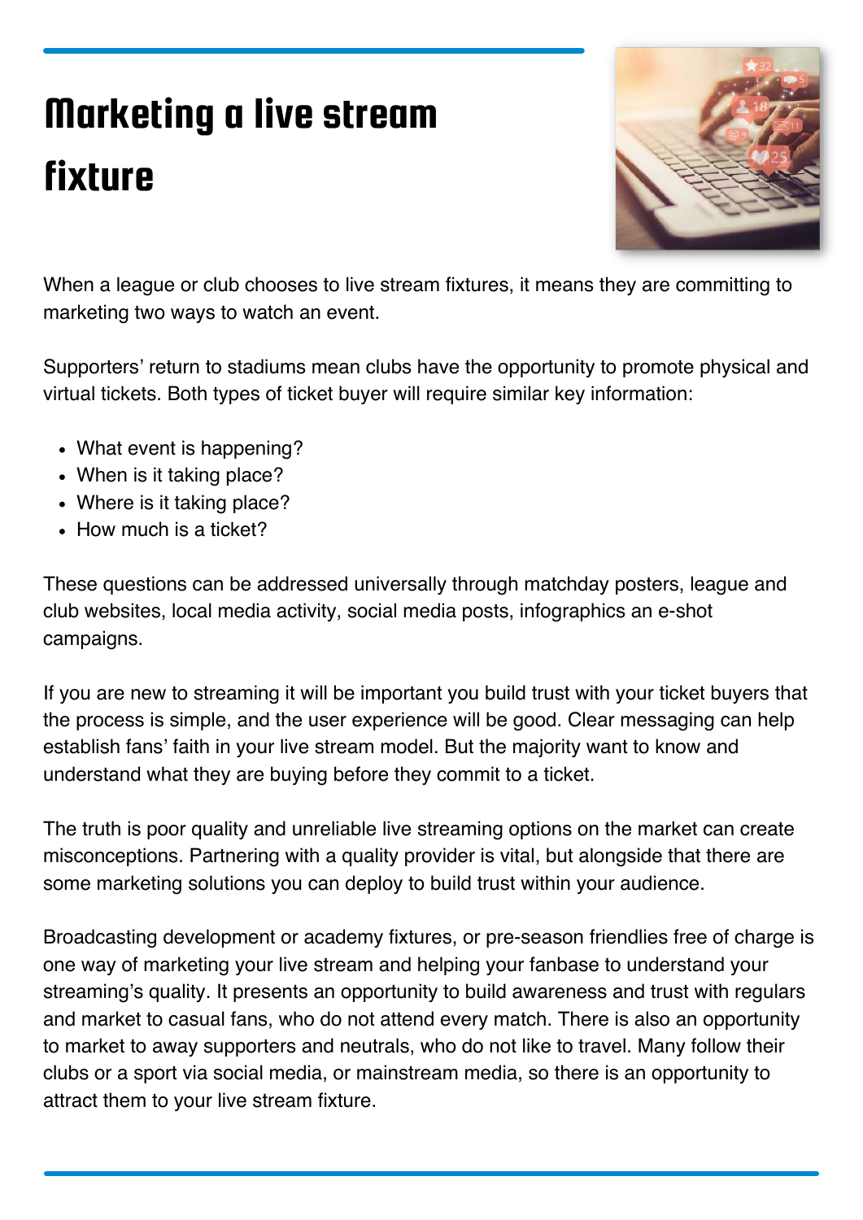# Marketing a live stream fixture

When a league or club chooses to live stream fixtures, it means they are committing to marketing two ways to watch an event.

Supporters' return to stadiums mean clubs have the opportunity to promote physical and virtual tickets. Both types of ticket buyer will require similar key information:

- What event is happening?
- When is it taking place?
- Where is it taking place?
- How much is a ticket?

These questions can be addressed universally through matchday posters, league and club websites, local media activity, social media posts, infographics an e-shot campaigns.

If you are new to streaming it will be important you build trust with your ticket buyers that the process is simple, and the user experience will be good. Clear messaging can help establish fans' faith in your live stream model. But the majority want to know and understand what they are buying before they commit to a ticket.

The truth is poor quality and unreliable live streaming options on the market can create misconceptions. Partnering with a quality provider is vital, but alongside that there are some marketing solutions you can deploy to build trust within your audience.

Broadcasting development or academy fixtures, or pre-season friendlies free of charge is one way of marketing your live stream and helping your fanbase to understand your streaming's quality. It presents an opportunity to build awareness and trust with regulars and market to casual fans, who do not attend every match. There is also an opportunity to market to away supporters and neutrals, who do not like to travel. Many follow their clubs or a sport via social media, or mainstream media, so there is an opportunity to attract them to your live stream fixture.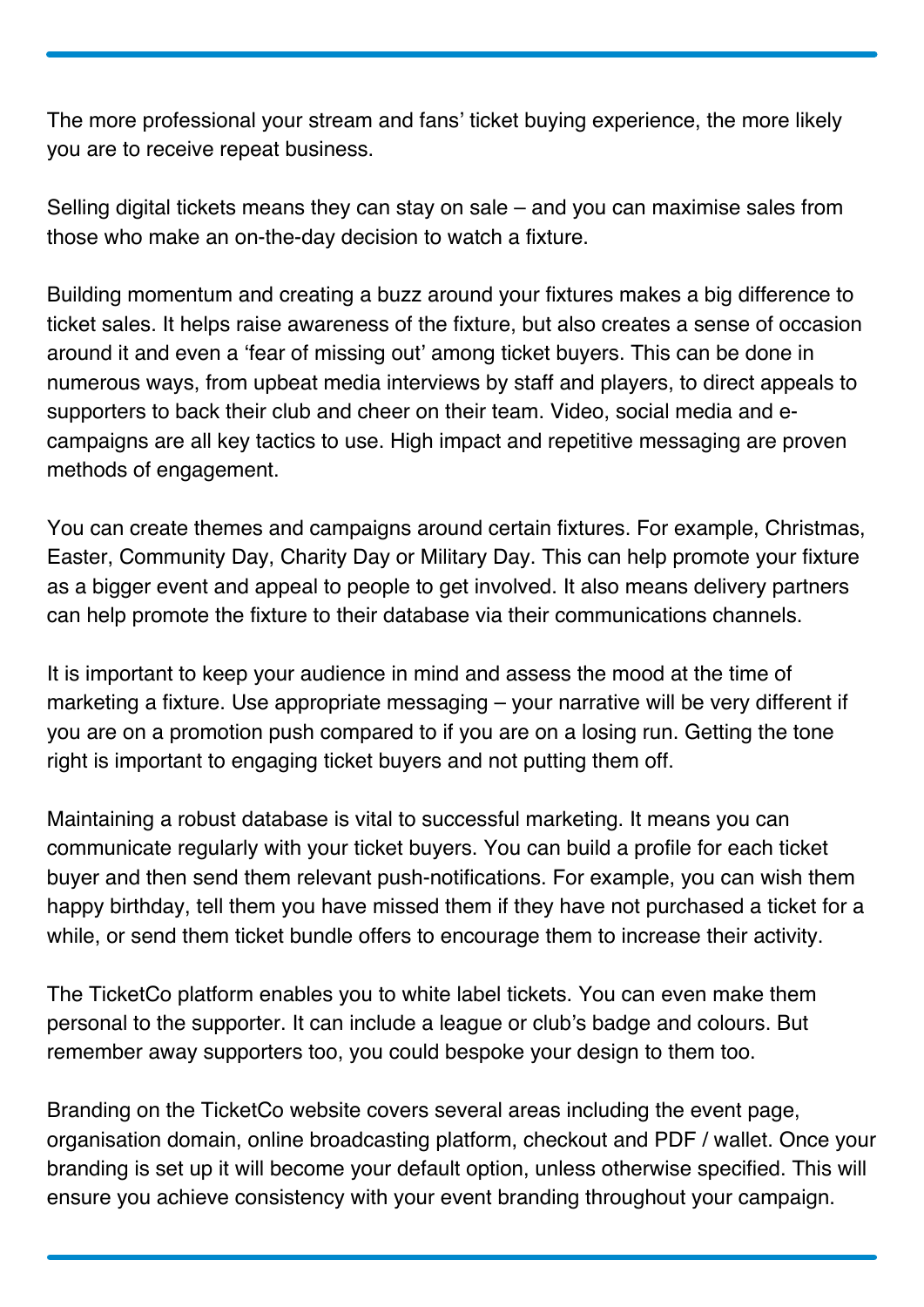The more professional your stream and fans' ticket buying experience, the more likely you are to receive repeat business.

Selling digital tickets means they can stay on sale – and you can maximise sales from those who make an on-the-day decision to watch a fixture.

Building momentum and creating a buzz around your fixtures makes a big difference to ticket sales. It helps raise awareness of the fixture, but also creates a sense of occasion around it and even a 'fear of missing out' among ticket buyers. This can be done in numerous ways, from upbeat media interviews by staff and players, to direct appeals to supporters to back their club and cheer on their team. Video, social media and e-campaigns are all key tactics to use. High impact and repetitive messaging are proven methods of engagement.

You can create themes and campaigns around certain fixtures. For example, Christmas, Easter, Community Day, Charity Day or Military Day. This can help promote your fixture as a bigger event and appeal to people to get involved. It also means delivery partners can help promote the fixture to their database via their communications channels.

It is important to keep your audience in mind and assess the mood at the time of marketing a fixture. Use appropriate messaging – your narrative will be very different if you are on a promotion push compared to if you are on a losing run. Getting the tone right is important to engaging ticket buyers and not putting them off.

Maintaining a robust database is vital to successful marketing. It means you can communicate regularly with your ticket buyers. You can build a profile for each ticket buyer and then send them relevant push-notifications. For example, you can wish them happy birthday, tell them you have missed them if they have not purchased a ticket for a while, or send them ticket bundle offers to encourage them to increase their activity.

The TicketCo platform enables you to white label tickets. You can even make them personal to the supporter. It can include a league or club's badge and colours. But remember away supporters too, you could bespoke your design to them too.

Branding on the TicketCo website covers several areas including the event page, organisation domain, online broadcasting platform, checkout and PDF / wallet. Once your branding is set up it will become your default option, unless otherwise specified. This will ensure you achieve consistency with your event branding throughout your campaign.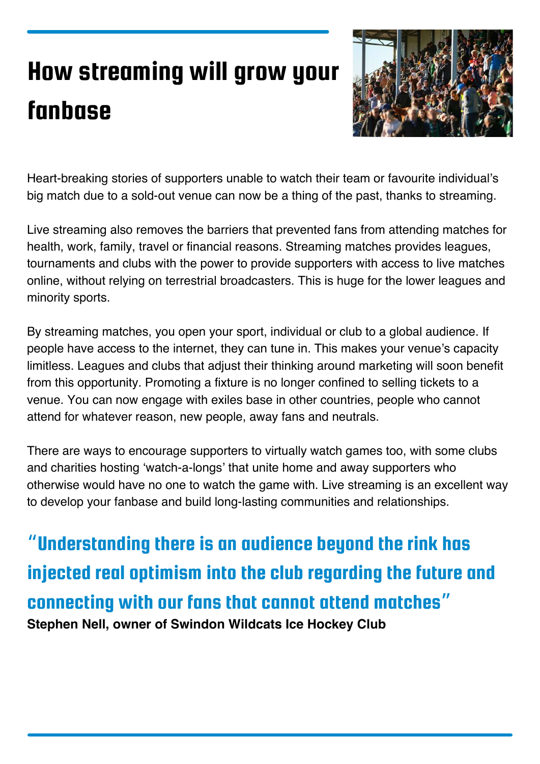# How streaming will grow your fanbase

Heart-breaking stories of supporters unable to watch their team or favourite individual's big match due to a sold-out venue can now be a thing of the past, thanks to streaming.

Live streaming also removes the barriers that prevented fans from attending matches for health, work, family, travel or financial reasons. Streaming matches provides leagues, tournaments and clubs with the power to provide supporters with access to live matches online, without relying on terrestrial broadcasters. This is huge for the lower leagues and minority sports.

By streaming matches, you open your sport, individual or club to a global audience. If people have access to the internet, they can tune in. This makes your venue's capacity limitless. Leagues and clubs that adjust their thinking around marketing will soon benefit from this opportunity. Promoting a fixture is no longer confined to selling tickets to a venue. You can now engage with exiles base in other countries, people who cannot attend for whatever reason, new people, away fans and neutrals.

There are ways to encourage supporters to virtually watch games too, with some clubs and charities hosting 'watch-a-longs' that unite home and away supporters who otherwise would have no one to watch the game with. Live streaming is an excellent way to develop your fanbase and build long-lasting communities and relationships.

> **"Understanding there is an audience beyond the rink has injected real optimism into the club regarding the future and connecting with our fans that cannot attend matches"**
>
> **Stephen Nell, owner of Swindon Wildcats Ice Hockey Club**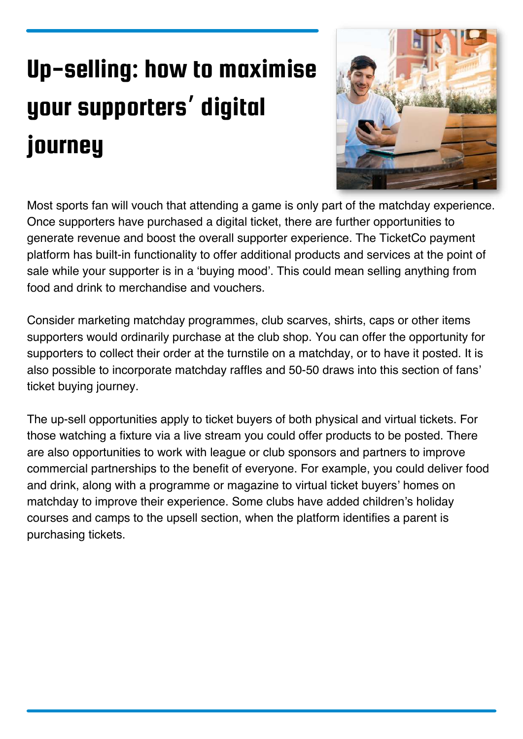# Up-selling: how to maximise your supporters' digital journey

Most sports fan will vouch that attending a game is only part of the matchday experience. Once supporters have purchased a digital ticket, there are further opportunities to generate revenue and boost the overall supporter experience. The TicketCo payment platform has built-in functionality to offer additional products and services at the point of sale while your supporter is in a 'buying mood'. This could mean selling anything from food and drink to merchandise and vouchers.

Consider marketing matchday programmes, club scarves, shirts, caps or other items supporters would ordinarily purchase at the club shop. You can offer the opportunity for supporters to collect their order at the turnstile on a matchday, or to have it posted. It is also possible to incorporate matchday raffles and 50-50 draws into this section of fans' ticket buying journey.

The up-sell opportunities apply to ticket buyers of both physical and virtual tickets. For those watching a fixture via a live stream you could offer products to be posted. There are also opportunities to work with league or club sponsors and partners to improve commercial partnerships to the benefit of everyone. For example, you could deliver food and drink, along with a programme or magazine to virtual ticket buyers' homes on matchday to improve their experience. Some clubs have added children's holiday courses and camps to the upsell section, when the platform identifies a parent is purchasing tickets.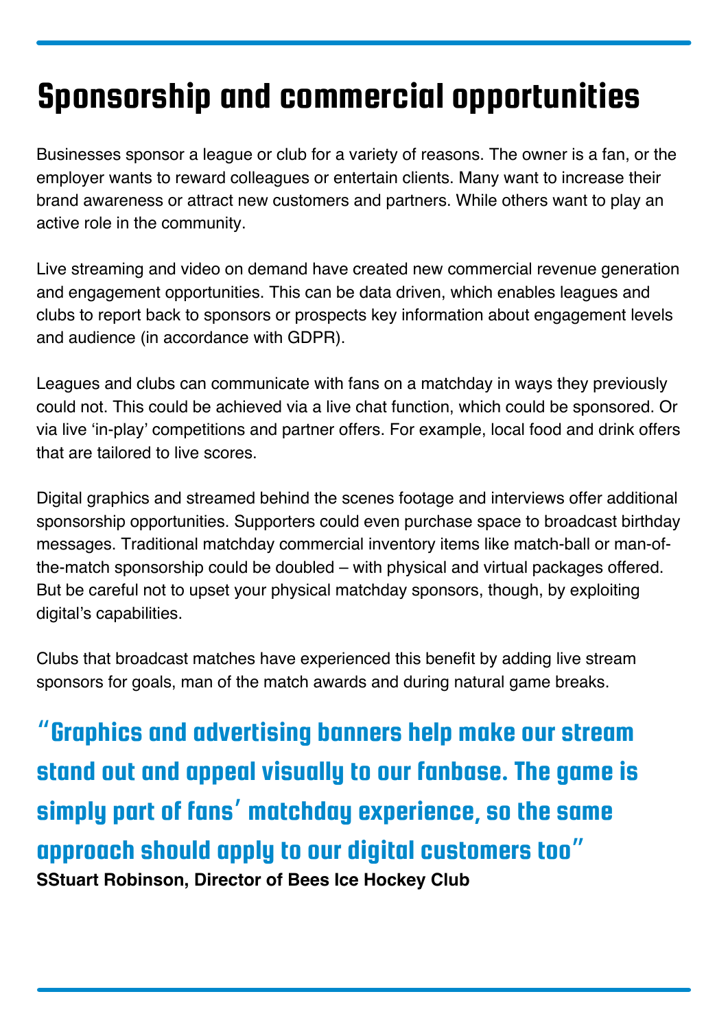# Sponsorship and commercial opportunities

Businesses sponsor a league or club for a variety of reasons. The owner is a fan, or the employer wants to reward colleagues or entertain clients. Many want to increase their brand awareness or attract new customers and partners. While others want to play an active role in the community.

Live streaming and video on demand have created new commercial revenue generation and engagement opportunities. This can be data driven, which enables leagues and clubs to report back to sponsors or prospects key information about engagement levels and audience (in accordance with GDPR).

Leagues and clubs can communicate with fans on a matchday in ways they previously could not. This could be achieved via a live chat function, which could be sponsored. Or via live 'in-play' competitions and partner offers. For example, local food and drink offers that are tailored to live scores.

Digital graphics and streamed behind the scenes footage and interviews offer additional sponsorship opportunities. Supporters could even purchase space to broadcast birthday messages. Traditional matchday commercial inventory items like match-ball or man-of-the-match sponsorship could be doubled – with physical and virtual packages offered. But be careful not to upset your physical matchday sponsors, though, by exploiting digital's capabilities.

Clubs that broadcast matches have experienced this benefit by adding live stream sponsors for goals, man of the match awards and during natural game breaks.

**"Graphics and advertising banners help make our stream stand out and appeal visually to our fanbase. The game is simply part of fans' matchday experience, so the same approach should apply to our digital customers too"**

**SStuart Robinson, Director of Bees Ice Hockey Club**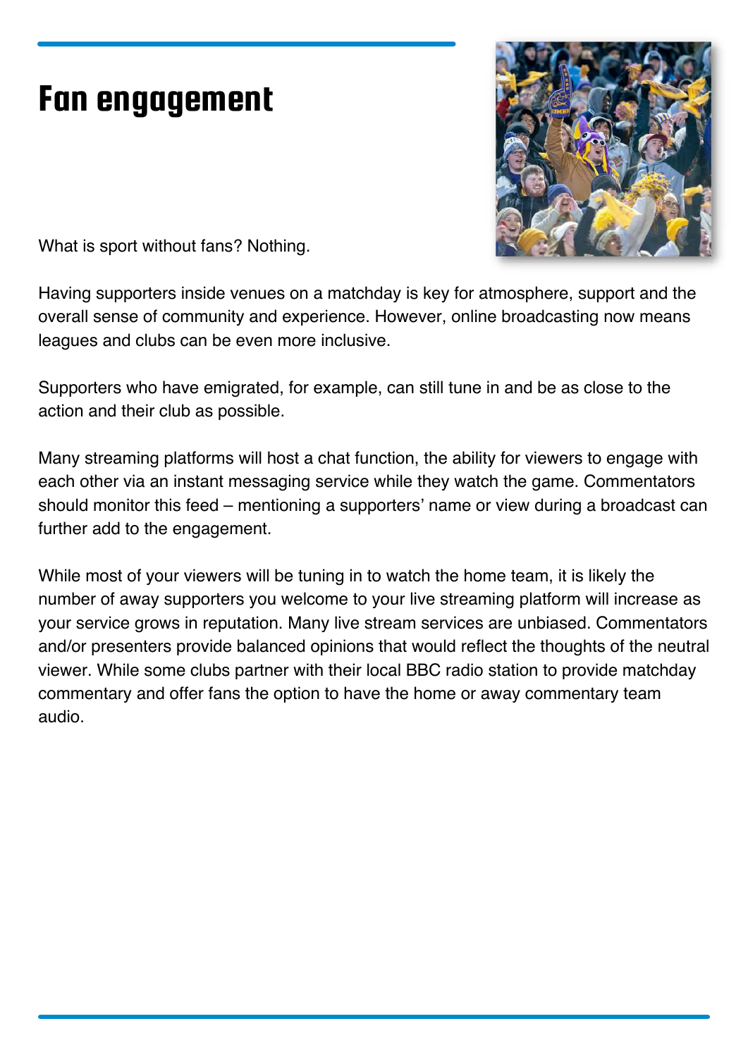# Fan engagement

What is sport without fans? Nothing.

Having supporters inside venues on a matchday is key for atmosphere, support and the overall sense of community and experience. However, online broadcasting now means leagues and clubs can be even more inclusive.

Supporters who have emigrated, for example, can still tune in and be as close to the action and their club as possible.

Many streaming platforms will host a chat function, the ability for viewers to engage with each other via an instant messaging service while they watch the game. Commentators should monitor this feed – mentioning a supporters' name or view during a broadcast can further add to the engagement.

While most of your viewers will be tuning in to watch the home team, it is likely the number of away supporters you welcome to your live streaming platform will increase as your service grows in reputation. Many live stream services are unbiased. Commentators and/or presenters provide balanced opinions that would reflect the thoughts of the neutral viewer. While some clubs partner with their local BBC radio station to provide matchday commentary and offer fans the option to have the home or away commentary team audio.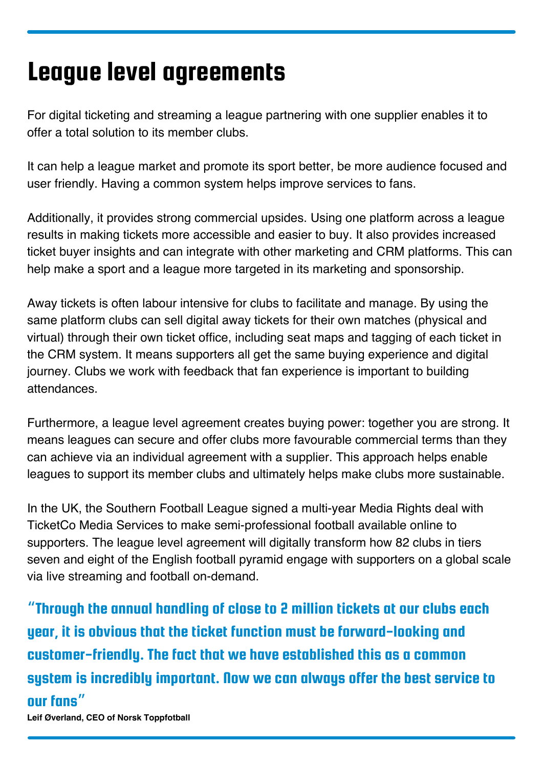# League level agreements

For digital ticketing and streaming a league partnering with one supplier enables it to offer a total solution to its member clubs.

It can help a league market and promote its sport better, be more audience focused and user friendly. Having a common system helps improve services to fans.

Additionally, it provides strong commercial upsides. Using one platform across a league results in making tickets more accessible and easier to buy. It also provides increased ticket buyer insights and can integrate with other marketing and CRM platforms. This can help make a sport and a league more targeted in its marketing and sponsorship.

Away tickets is often labour intensive for clubs to facilitate and manage. By using the same platform clubs can sell digital away tickets for their own matches (physical and virtual) through their own ticket office, including seat maps and tagging of each ticket in the CRM system. It means supporters all get the same buying experience and digital journey. Clubs we work with feedback that fan experience is important to building attendances.

Furthermore, a league level agreement creates buying power: together you are strong. It means leagues can secure and offer clubs more favourable commercial terms than they can achieve via an individual agreement with a supplier. This approach helps enable leagues to support its member clubs and ultimately helps make clubs more sustainable.

In the UK, the Southern Football League signed a multi-year Media Rights deal with TicketCo Media Services to make semi-professional football available online to supporters. The league level agreement will digitally transform how 82 clubs in tiers seven and eight of the English football pyramid engage with supporters on a global scale via live streaming and football on-demand.

> **"Through the annual handling of close to 2 million tickets at our clubs each year, it is obvious that the ticket function must be forward-looking and customer-friendly. The fact that we have established this as a common system is incredibly important. Now we can always offer the best service to our fans"**
>
> **Leif Øverland, CEO of Norsk Toppfotball**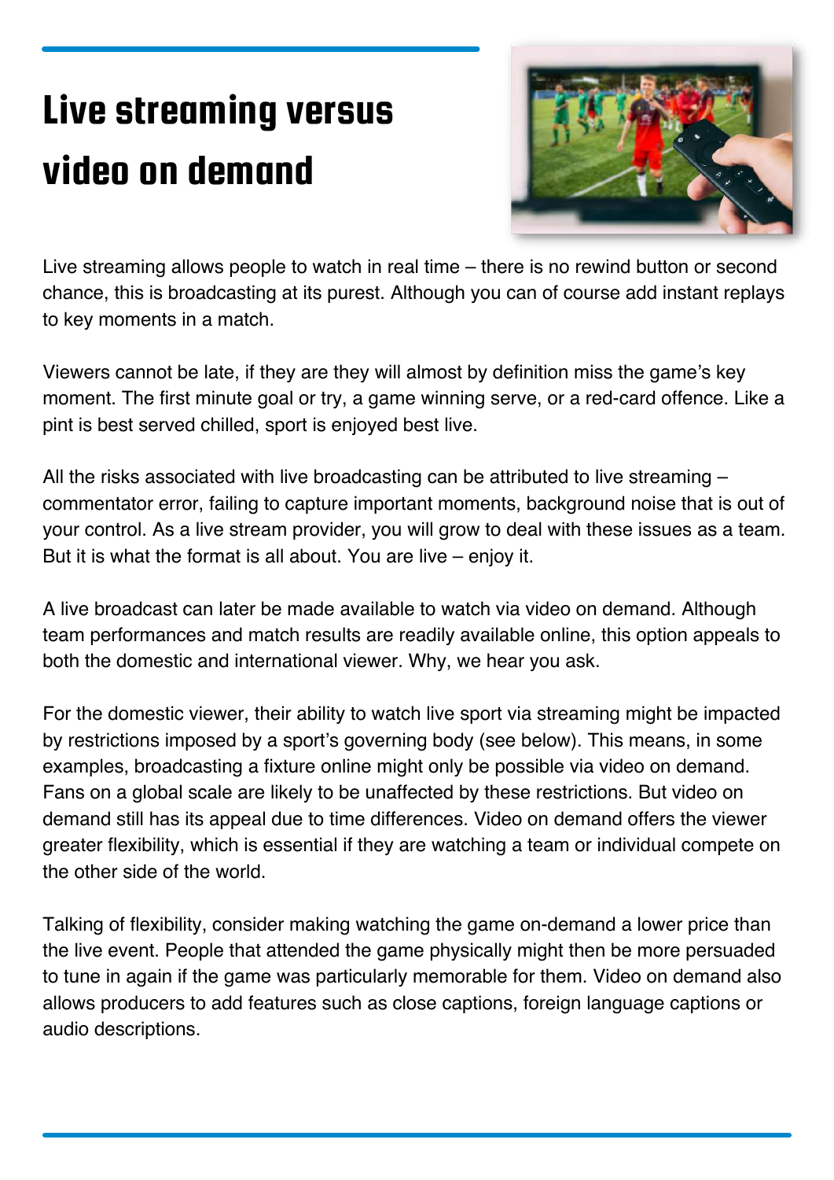# Live streaming versus video on demand

Live streaming allows people to watch in real time – there is no rewind button or second chance, this is broadcasting at its purest. Although you can of course add instant replays to key moments in a match.

Viewers cannot be late, if they are they will almost by definition miss the game's key moment. The first minute goal or try, a game winning serve, or a red-card offence. Like a pint is best served chilled, sport is enjoyed best live.

All the risks associated with live broadcasting can be attributed to live streaming – commentator error, failing to capture important moments, background noise that is out of your control. As a live stream provider, you will grow to deal with these issues as a team. But it is what the format is all about. You are live – enjoy it.

A live broadcast can later be made available to watch via video on demand. Although team performances and match results are readily available online, this option appeals to both the domestic and international viewer. Why, we hear you ask.

For the domestic viewer, their ability to watch live sport via streaming might be impacted by restrictions imposed by a sport's governing body (see below). This means, in some examples, broadcasting a fixture online might only be possible via video on demand. Fans on a global scale are likely to be unaffected by these restrictions. But video on demand still has its appeal due to time differences. Video on demand offers the viewer greater flexibility, which is essential if they are watching a team or individual compete on the other side of the world.

Talking of flexibility, consider making watching the game on-demand a lower price than the live event. People that attended the game physically might then be more persuaded to tune in again if the game was particularly memorable for them. Video on demand also allows producers to add features such as close captions, foreign language captions or audio descriptions.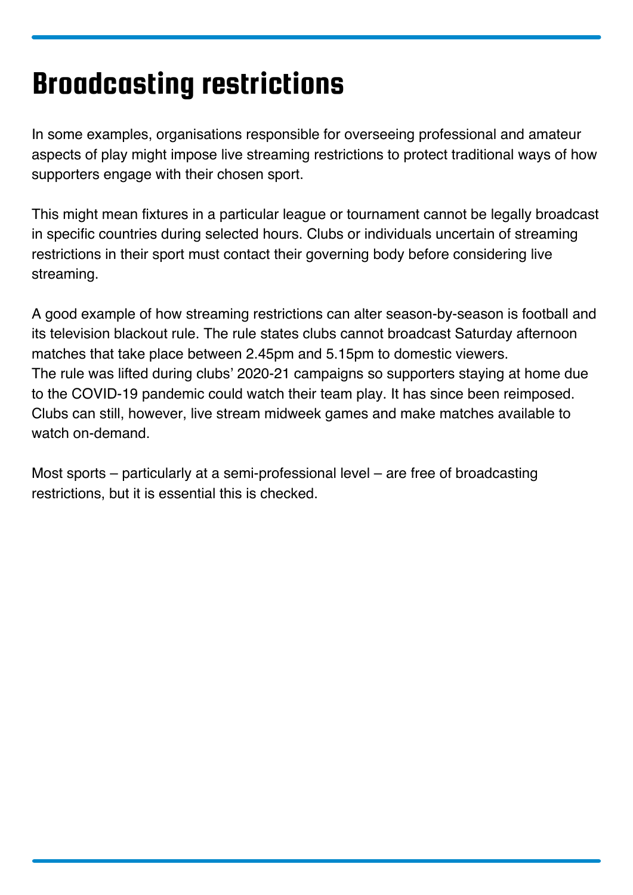# Broadcasting restrictions

In some examples, organisations responsible for overseeing professional and amateur aspects of play might impose live streaming restrictions to protect traditional ways of how supporters engage with their chosen sport.

This might mean fixtures in a particular league or tournament cannot be legally broadcast in specific countries during selected hours. Clubs or individuals uncertain of streaming restrictions in their sport must contact their governing body before considering live streaming.

A good example of how streaming restrictions can alter season-by-season is football and its television blackout rule. The rule states clubs cannot broadcast Saturday afternoon matches that take place between 2.45pm and 5.15pm to domestic viewers.
The rule was lifted during clubs' 2020-21 campaigns so supporters staying at home due to the COVID-19 pandemic could watch their team play. It has since been reimposed. Clubs can still, however, live stream midweek games and make matches available to watch on-demand.

Most sports – particularly at a semi-professional level – are free of broadcasting restrictions, but it is essential this is checked.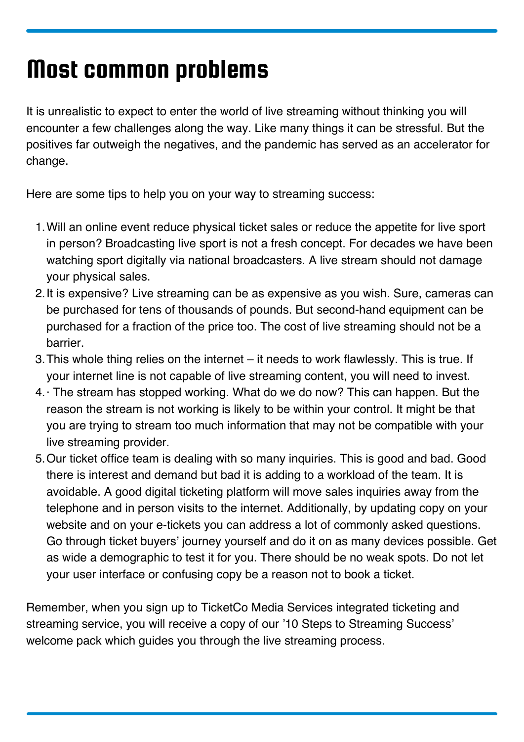# Most common problems

It is unrealistic to expect to enter the world of live streaming without thinking you will encounter a few challenges along the way. Like many things it can be stressful. But the positives far outweigh the negatives, and the pandemic has served as an accelerator for change.

Here are some tips to help you on your way to streaming success:

1. Will an online event reduce physical ticket sales or reduce the appetite for live sport in person? Broadcasting live sport is not a fresh concept. For decades we have been watching sport digitally via national broadcasters. A live stream should not damage your physical sales.
2. It is expensive? Live streaming can be as expensive as you wish. Sure, cameras can be purchased for tens of thousands of pounds. But second-hand equipment can be purchased for a fraction of the price too. The cost of live streaming should not be a barrier.
3. This whole thing relies on the internet – it needs to work flawlessly. This is true. If your internet line is not capable of live streaming content, you will need to invest.
4. · The stream has stopped working. What do we do now? This can happen. But the reason the stream is not working is likely to be within your control. It might be that you are trying to stream too much information that may not be compatible with your live streaming provider.
5. Our ticket office team is dealing with so many inquiries. This is good and bad. Good there is interest and demand but bad it is adding to a workload of the team. It is avoidable. A good digital ticketing platform will move sales inquiries away from the telephone and in person visits to the internet. Additionally, by updating copy on your website and on your e-tickets you can address a lot of commonly asked questions. Go through ticket buyers' journey yourself and do it on as many devices possible. Get as wide a demographic to test it for you. There should be no weak spots. Do not let your user interface or confusing copy be a reason not to book a ticket.

Remember, when you sign up to TicketCo Media Services integrated ticketing and streaming service, you will receive a copy of our '10 Steps to Streaming Success' welcome pack which guides you through the live streaming process.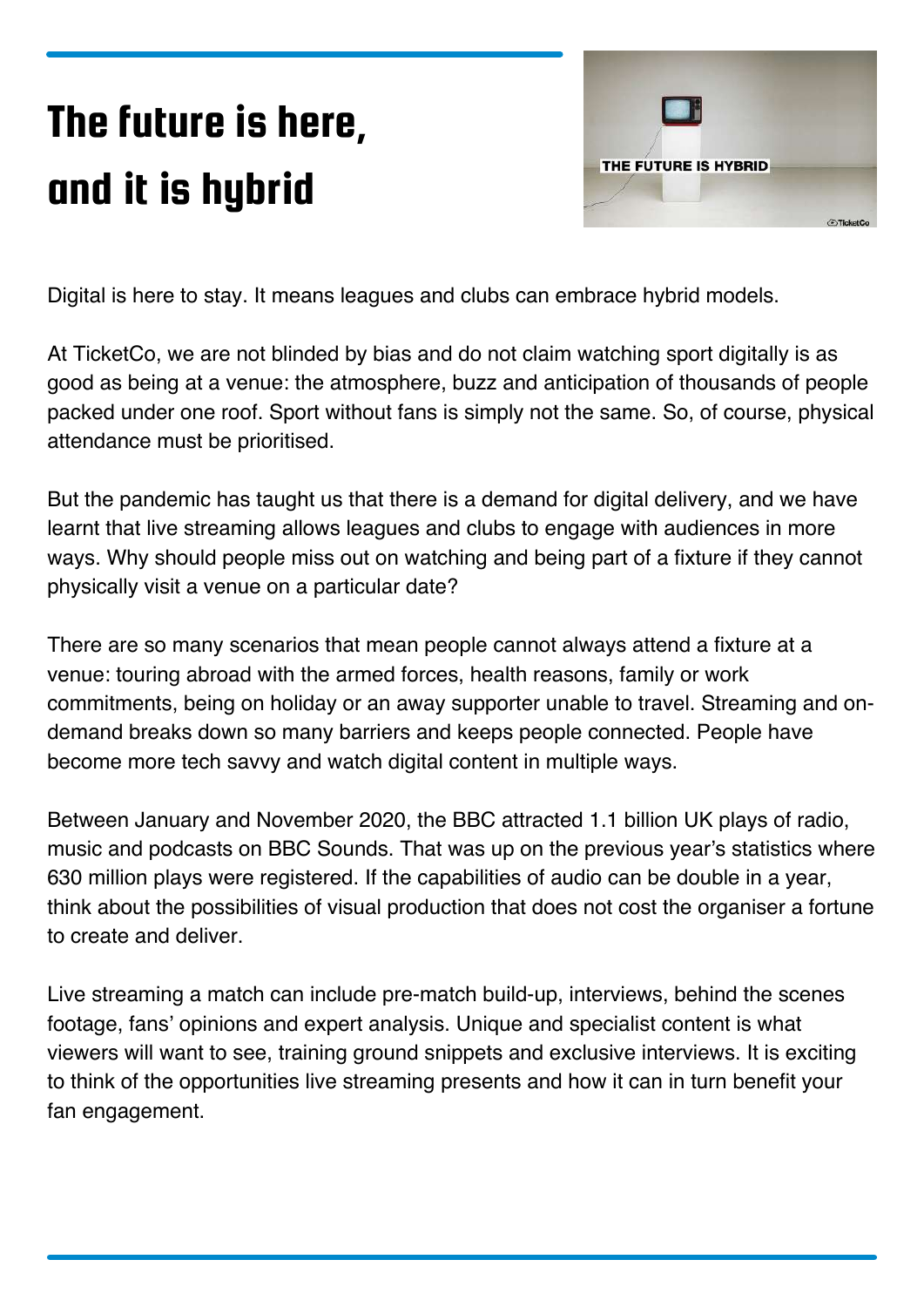# The future is here, and it is hybrid

Digital is here to stay. It means leagues and clubs can embrace hybrid models.

At TicketCo, we are not blinded by bias and do not claim watching sport digitally is as good as being at a venue: the atmosphere, buzz and anticipation of thousands of people packed under one roof. Sport without fans is simply not the same. So, of course, physical attendance must be prioritised.

But the pandemic has taught us that there is a demand for digital delivery, and we have learnt that live streaming allows leagues and clubs to engage with audiences in more ways. Why should people miss out on watching and being part of a fixture if they cannot physically visit a venue on a particular date?

There are so many scenarios that mean people cannot always attend a fixture at a venue: touring abroad with the armed forces, health reasons, family or work commitments, being on holiday or an away supporter unable to travel. Streaming and on-demand breaks down so many barriers and keeps people connected. People have become more tech savvy and watch digital content in multiple ways.

Between January and November 2020, the BBC attracted 1.1 billion UK plays of radio, music and podcasts on BBC Sounds. That was up on the previous year's statistics where 630 million plays were registered. If the capabilities of audio can be double in a year, think about the possibilities of visual production that does not cost the organiser a fortune to create and deliver.

Live streaming a match can include pre-match build-up, interviews, behind the scenes footage, fans' opinions and expert analysis. Unique and specialist content is what viewers will want to see, training ground snippets and exclusive interviews. It is exciting to think of the opportunities live streaming presents and how it can in turn benefit your fan engagement.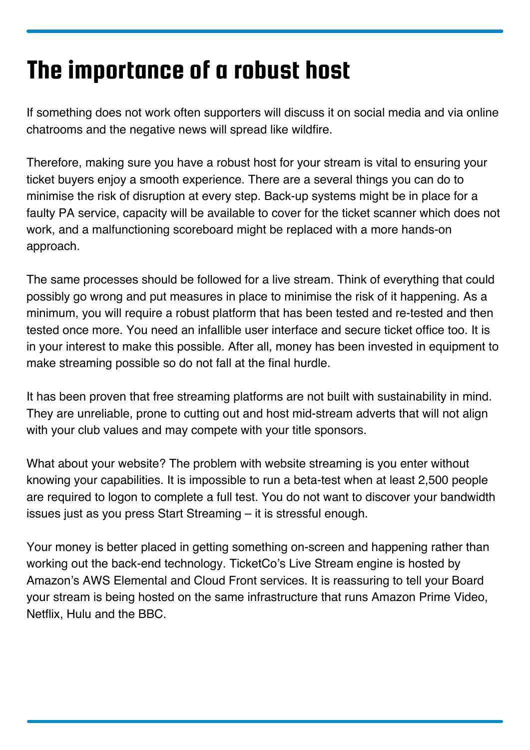# The importance of a robust host

If something does not work often supporters will discuss it on social media and via online chatrooms and the negative news will spread like wildfire.

Therefore, making sure you have a robust host for your stream is vital to ensuring your ticket buyers enjoy a smooth experience. There are a several things you can do to minimise the risk of disruption at every step. Back-up systems might be in place for a faulty PA service, capacity will be available to cover for the ticket scanner which does not work, and a malfunctioning scoreboard might be replaced with a more hands-on approach.

The same processes should be followed for a live stream. Think of everything that could possibly go wrong and put measures in place to minimise the risk of it happening. As a minimum, you will require a robust platform that has been tested and re-tested and then tested once more. You need an infallible user interface and secure ticket office too. It is in your interest to make this possible. After all, money has been invested in equipment to make streaming possible so do not fall at the final hurdle.

It has been proven that free streaming platforms are not built with sustainability in mind. They are unreliable, prone to cutting out and host mid-stream adverts that will not align with your club values and may compete with your title sponsors.

What about your website? The problem with website streaming is you enter without knowing your capabilities. It is impossible to run a beta-test when at least 2,500 people are required to logon to complete a full test. You do not want to discover your bandwidth issues just as you press Start Streaming – it is stressful enough.

Your money is better placed in getting something on-screen and happening rather than working out the back-end technology. TicketCo's Live Stream engine is hosted by Amazon's AWS Elemental and Cloud Front services. It is reassuring to tell your Board your stream is being hosted on the same infrastructure that runs Amazon Prime Video, Netflix, Hulu and the BBC.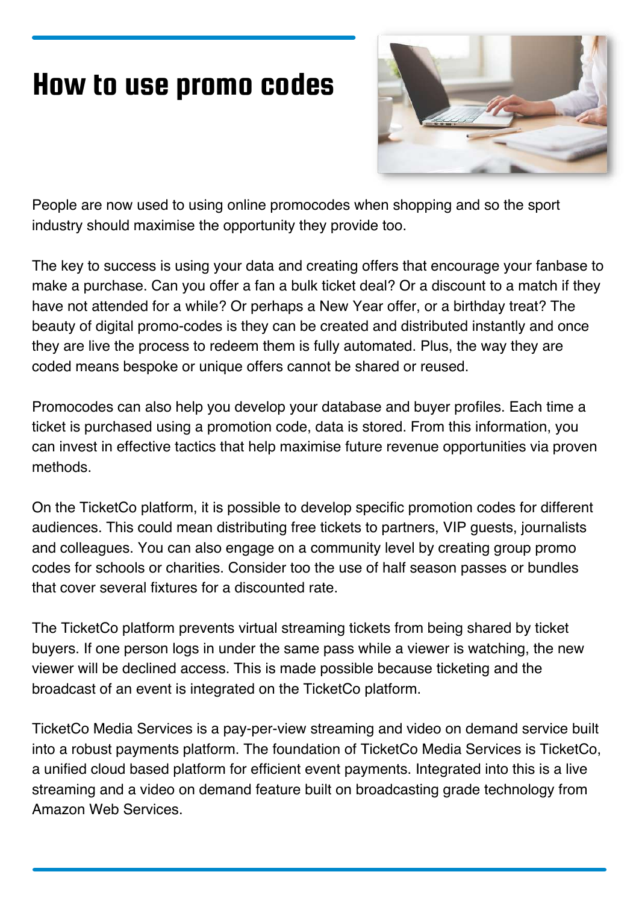# How to use promo codes

People are now used to using online promocodes when shopping and so the sport industry should maximise the opportunity they provide too.

The key to success is using your data and creating offers that encourage your fanbase to make a purchase. Can you offer a fan a bulk ticket deal? Or a discount to a match if they have not attended for a while? Or perhaps a New Year offer, or a birthday treat? The beauty of digital promo-codes is they can be created and distributed instantly and once they are live the process to redeem them is fully automated. Plus, the way they are coded means bespoke or unique offers cannot be shared or reused.

Promocodes can also help you develop your database and buyer profiles. Each time a ticket is purchased using a promotion code, data is stored. From this information, you can invest in effective tactics that help maximise future revenue opportunities via proven methods.

On the TicketCo platform, it is possible to develop specific promotion codes for different audiences. This could mean distributing free tickets to partners, VIP guests, journalists and colleagues. You can also engage on a community level by creating group promo codes for schools or charities. Consider too the use of half season passes or bundles that cover several fixtures for a discounted rate.

The TicketCo platform prevents virtual streaming tickets from being shared by ticket buyers. If one person logs in under the same pass while a viewer is watching, the new viewer will be declined access. This is made possible because ticketing and the broadcast of an event is integrated on the TicketCo platform.

TicketCo Media Services is a pay-per-view streaming and video on demand service built into a robust payments platform. The foundation of TicketCo Media Services is TicketCo, a unified cloud based platform for efficient event payments. Integrated into this is a live streaming and a video on demand feature built on broadcasting grade technology from Amazon Web Services.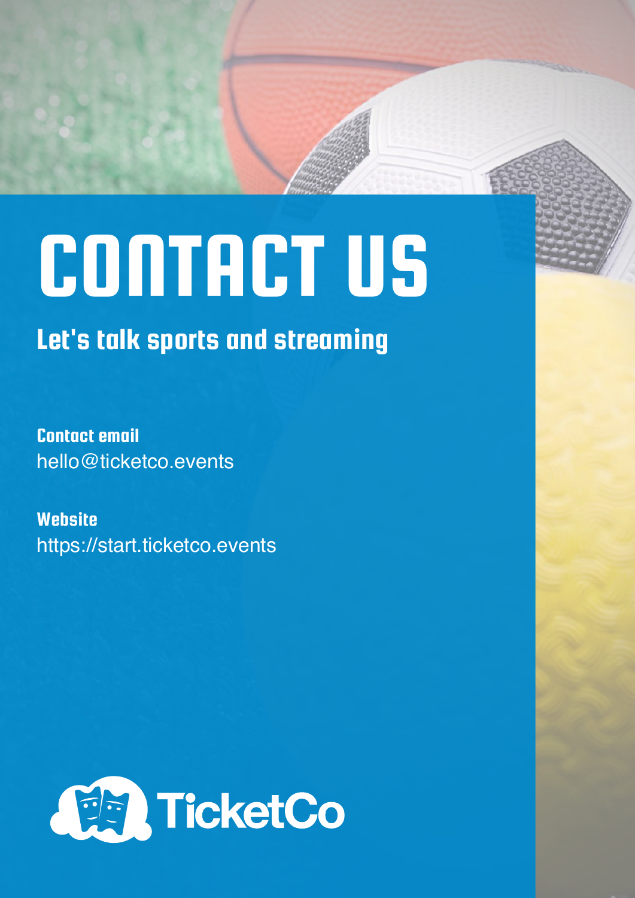# CONTACT US

## Let's talk sports and streaming

**Contact email**
hello@ticketco.events

**Website**
https://start.ticketco.events

TicketCo